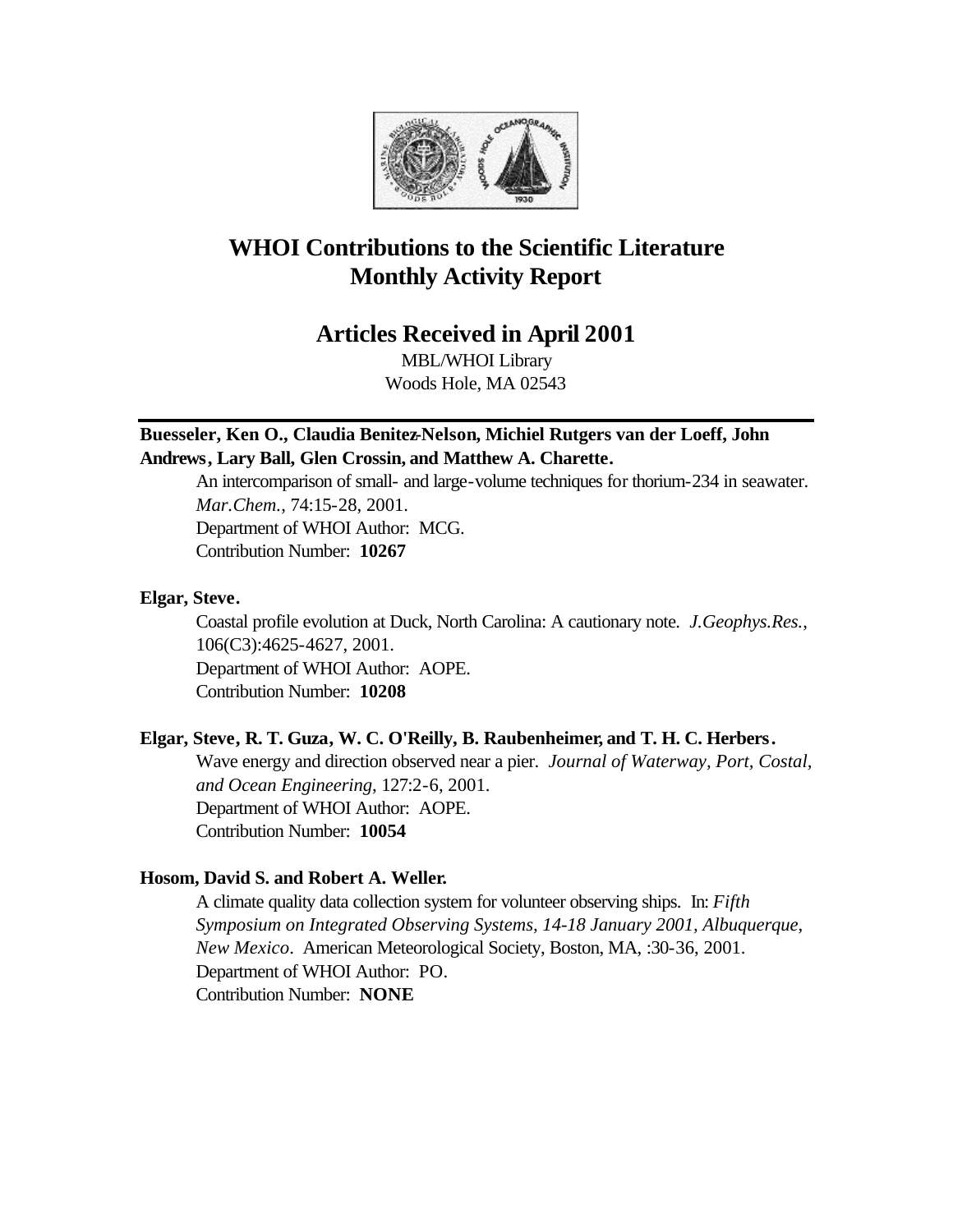# WHOI Contributions to the Scientific Literature
# Monthly Activity Report

## Articles Received in April 2001

MBL/WHOI Library
Woods Hole, MA 02543

---

**Buesseler, Ken O., Claudia Benitez-Nelson, Michiel Rutgers van der Loeff, John Andrews, Lary Ball, Glen Crossin, and Matthew A. Charette.**

An intercomparison of small- and large-volume techniques for thorium-234 in seawater. *Mar.Chem.*, 74:15-28, 2001.
Department of WHOI Author: MCG.
Contribution Number: **10267**

**Elgar, Steve.**

Coastal profile evolution at Duck, North Carolina: A cautionary note. *J.Geophys.Res.*, 106(C3):4625-4627, 2001.
Department of WHOI Author: AOPE.
Contribution Number: **10208**

**Elgar, Steve, R. T. Guza, W. C. O'Reilly, B. Raubenheimer, and T. H. C. Herbers.**

Wave energy and direction observed near a pier. *Journal of Waterway, Port, Costal, and Ocean Engineering*, 127:2-6, 2001.
Department of WHOI Author: AOPE.
Contribution Number: **10054**

**Hosom, David S. and Robert A. Weller.**

A climate quality data collection system for volunteer observing ships. In: *Fifth Symposium on Integrated Observing Systems, 14-18 January 2001, Albuquerque, New Mexico*. American Meteorological Society, Boston, MA, :30-36, 2001.
Department of WHOI Author: PO.
Contribution Number: **NONE**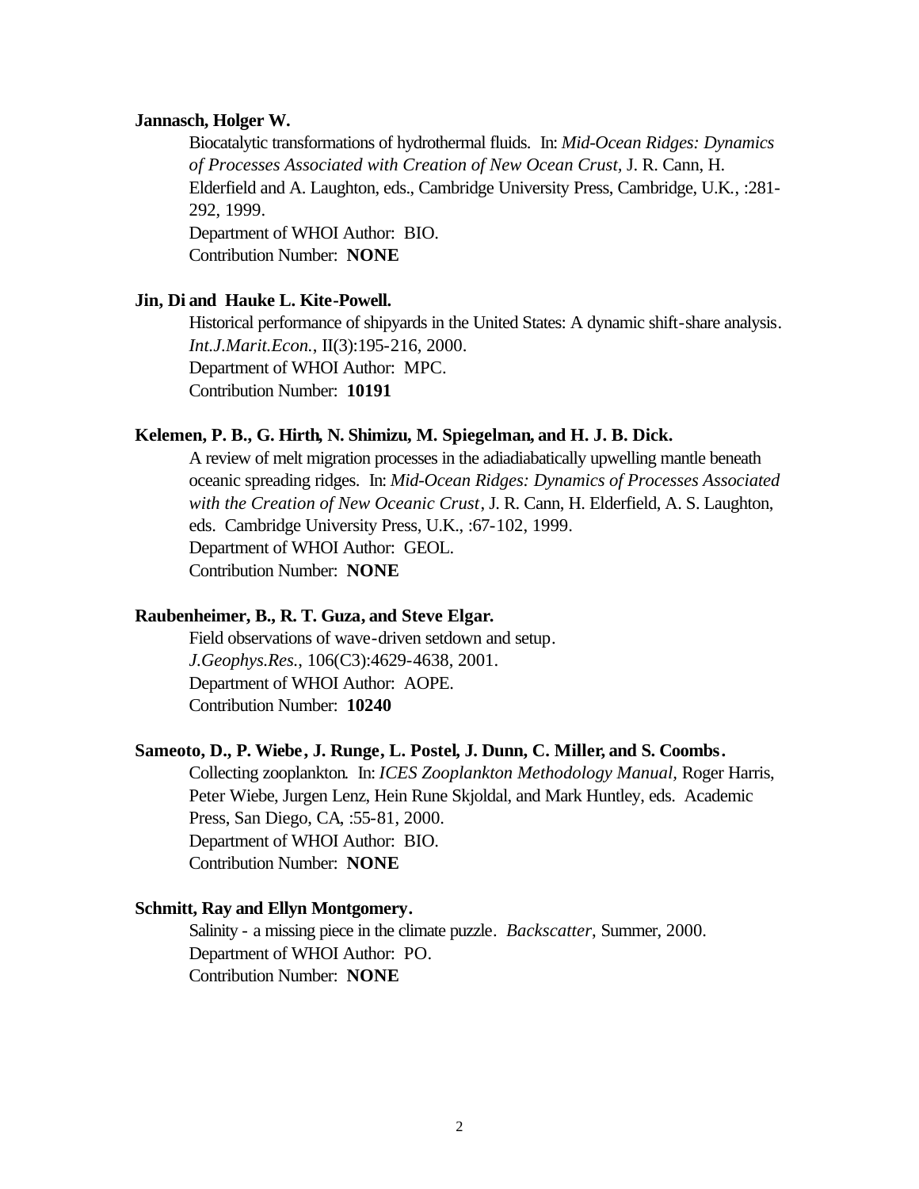**Jannasch, Holger W.**

Biocatalytic transformations of hydrothermal fluids. In: *Mid-Ocean Ridges: Dynamics of Processes Associated with Creation of New Ocean Crust*, J. R. Cann, H. Elderfield and A. Laughton, eds., Cambridge University Press, Cambridge, U.K., :281-292, 1999.
Department of WHOI Author: BIO.
Contribution Number: **NONE**

**Jin, Di and Hauke L. Kite-Powell.**

Historical performance of shipyards in the United States: A dynamic shift-share analysis. *Int.J.Marit.Econ.*, II(3):195-216, 2000.
Department of WHOI Author: MPC.
Contribution Number: **10191**

**Kelemen, P. B., G. Hirth, N. Shimizu, M. Spiegelman, and H. J. B. Dick.**

A review of melt migration processes in the adiadiabatically upwelling mantle beneath oceanic spreading ridges. In: *Mid-Ocean Ridges: Dynamics of Processes Associated with the Creation of New Oceanic Crust*, J. R. Cann, H. Elderfield, A. S. Laughton, eds. Cambridge University Press, U.K., :67-102, 1999.
Department of WHOI Author: GEOL.
Contribution Number: **NONE**

**Raubenheimer, B., R. T. Guza, and Steve Elgar.**

Field observations of wave-driven setdown and setup. *J.Geophys.Res.*, 106(C3):4629-4638, 2001.
Department of WHOI Author: AOPE.
Contribution Number: **10240**

**Sameoto, D., P. Wiebe, J. Runge, L. Postel, J. Dunn, C. Miller, and S. Coombs.**

Collecting zooplankton. In: *ICES Zooplankton Methodology Manual*, Roger Harris, Peter Wiebe, Jurgen Lenz, Hein Rune Skjoldal, and Mark Huntley, eds. Academic Press, San Diego, CA, :55-81, 2000.
Department of WHOI Author: BIO.
Contribution Number: **NONE**

**Schmitt, Ray and Ellyn Montgomery.**

Salinity - a missing piece in the climate puzzle. *Backscatter*, Summer, 2000.
Department of WHOI Author: PO.
Contribution Number: **NONE**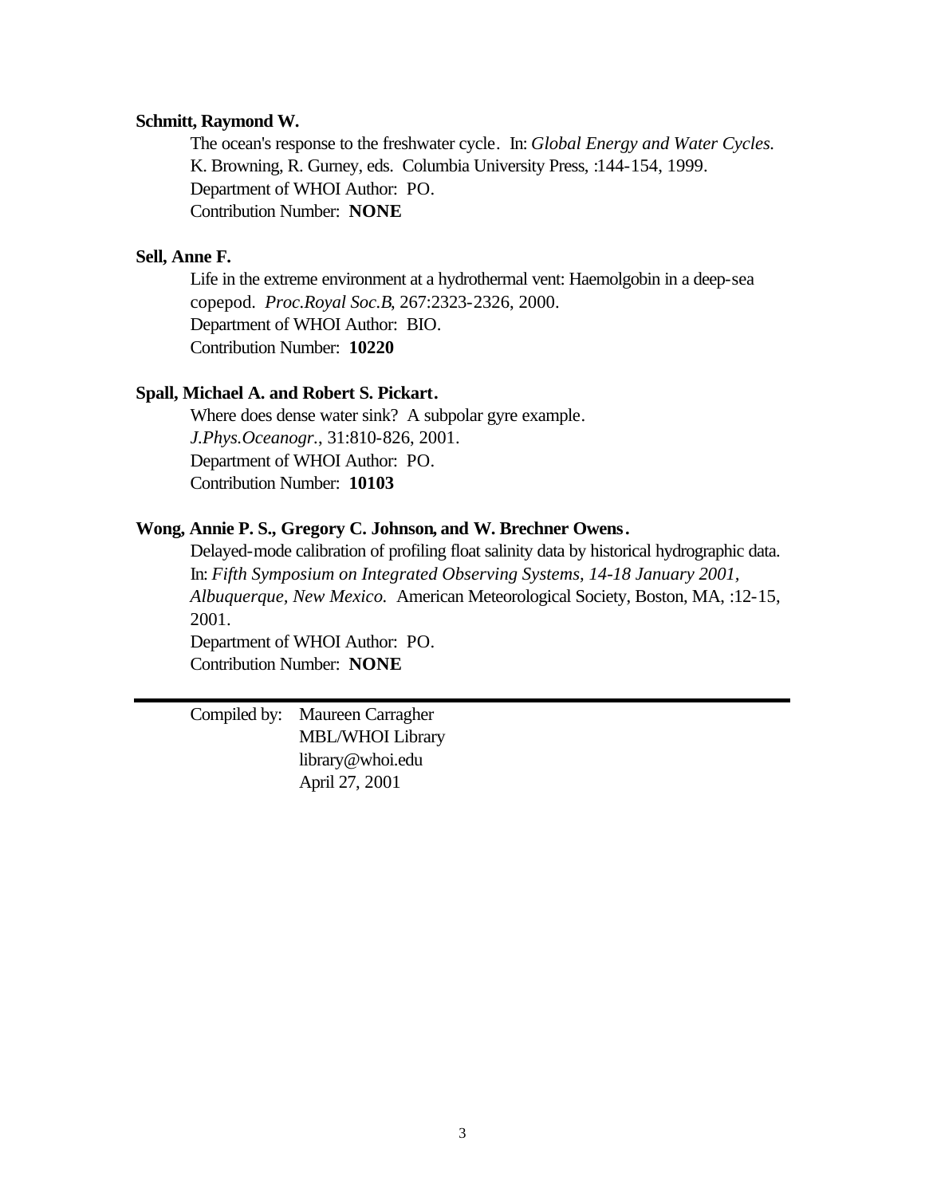**Schmitt, Raymond W.**

The ocean's response to the freshwater cycle. In: *Global Energy and Water Cycles.* K. Browning, R. Gurney, eds. Columbia University Press, :144-154, 1999.
Department of WHOI Author: PO.
Contribution Number: **NONE**

**Sell, Anne F.**

Life in the extreme environment at a hydrothermal vent: Haemolgobin in a deep-sea copepod. *Proc.Royal Soc.B*, 267:2323-2326, 2000.
Department of WHOI Author: BIO.
Contribution Number: **10220**

**Spall, Michael A. and Robert S. Pickart.**

Where does dense water sink? A subpolar gyre example.
*J.Phys.Oceanogr.*, 31:810-826, 2001.
Department of WHOI Author: PO.
Contribution Number: **10103**

**Wong, Annie P. S., Gregory C. Johnson, and W. Brechner Owens.**

Delayed-mode calibration of profiling float salinity data by historical hydrographic data. In: *Fifth Symposium on Integrated Observing Systems, 14-18 January 2001, Albuquerque, New Mexico.* American Meteorological Society, Boston, MA, :12-15, 2001.
Department of WHOI Author: PO.
Contribution Number: **NONE**

---

Compiled by: Maureen Carragher
MBL/WHOI Library
library@whoi.edu
April 27, 2001